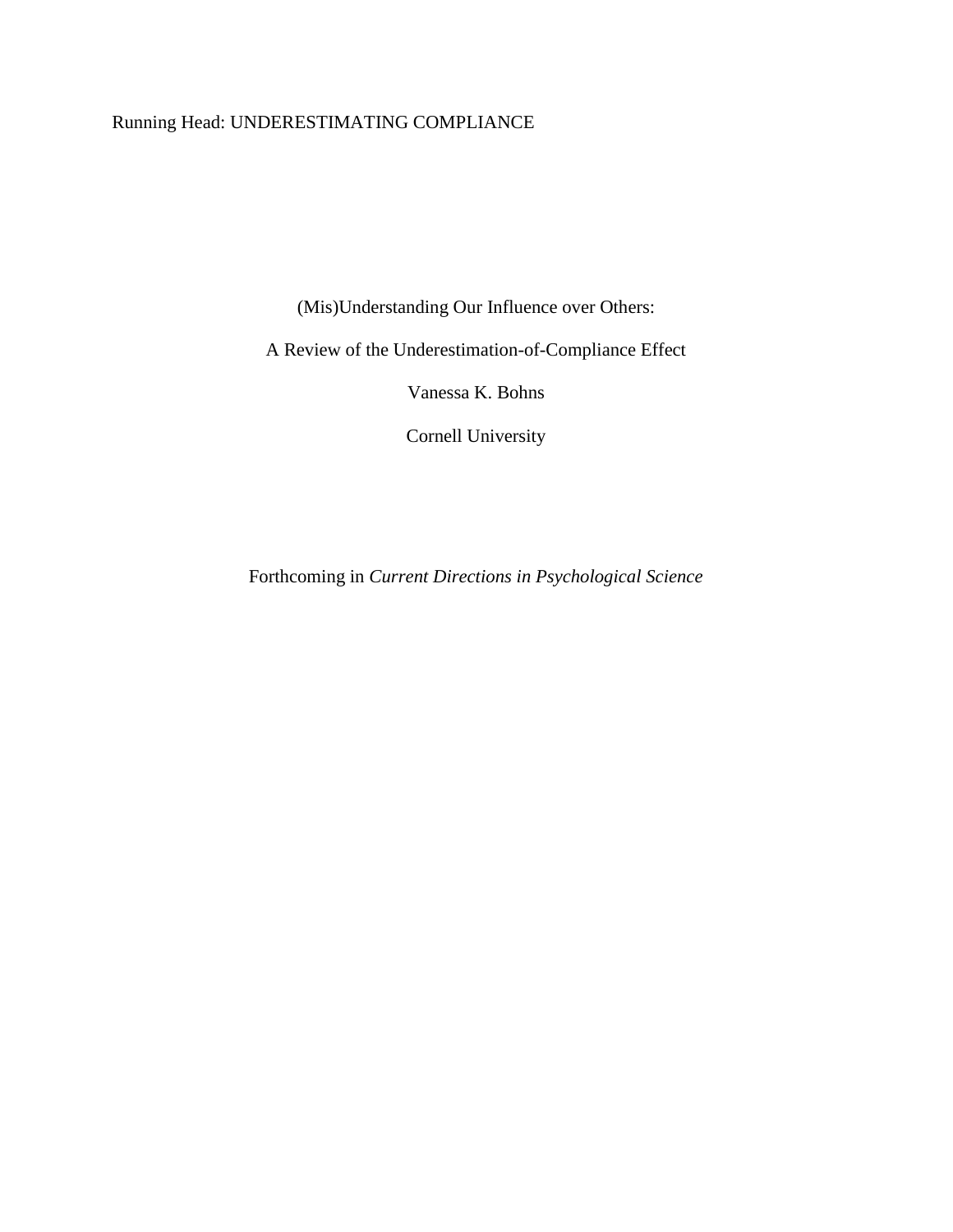Running Head: UNDERESTIMATING COMPLIANCE

# (Mis)Understanding Our Influence over Others:

# A Review of the Underestimation-of-Compliance Effect

Vanessa K. Bohns

Cornell University

Forthcoming in *Current Directions in Psychological Science*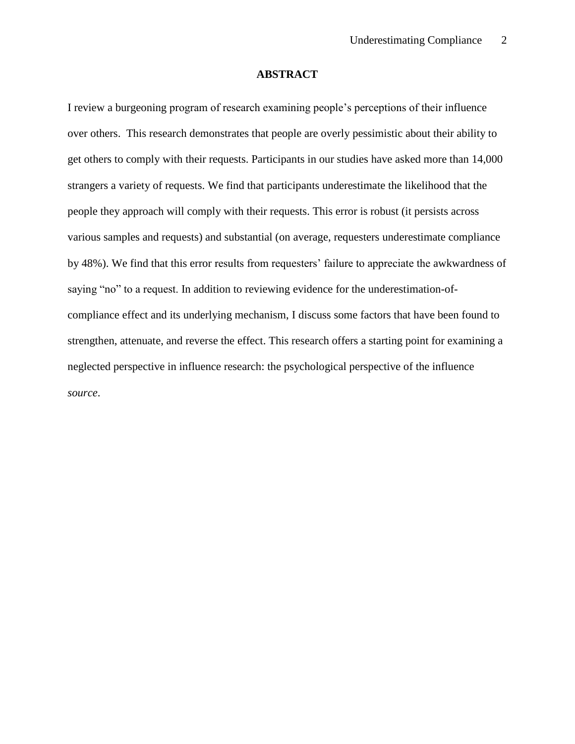# ABSTRACT

I review a burgeoning program of research examining people's perceptions of their influence over others. This research demonstrates that people are overly pessimistic about their ability to get others to comply with their requests. Participants in our studies have asked more than 14,000 strangers a variety of requests. We find that participants underestimate the likelihood that the people they approach will comply with their requests. This error is robust (it persists across various samples and requests) and substantial (on average, requesters underestimate compliance by 48%). We find that this error results from requesters' failure to appreciate the awkwardness of saying "no" to a request. In addition to reviewing evidence for the underestimation-of-compliance effect and its underlying mechanism, I discuss some factors that have been found to strengthen, attenuate, and reverse the effect. This research offers a starting point for examining a neglected perspective in influence research: the psychological perspective of the influence *source*.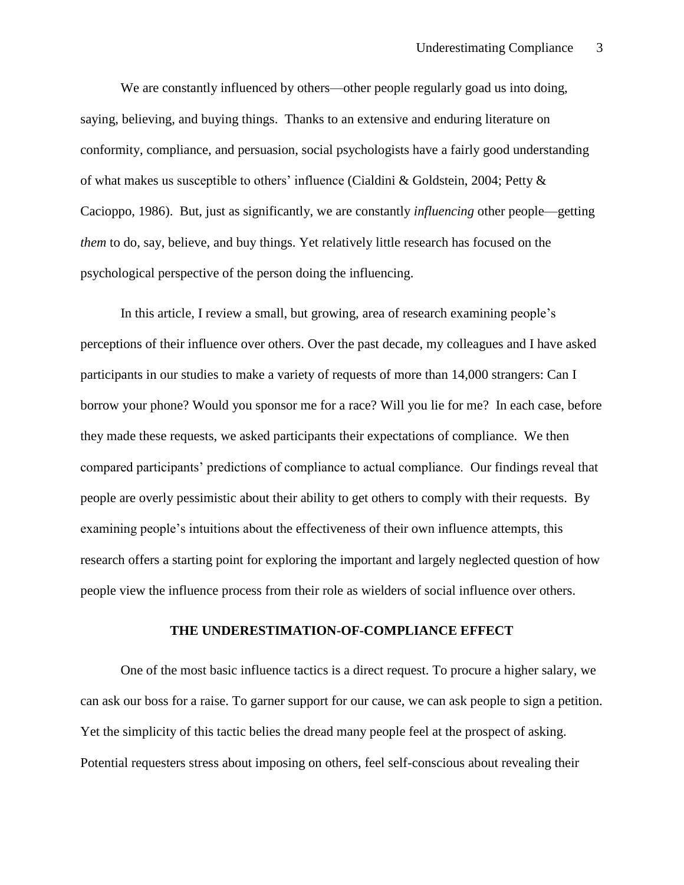We are constantly influenced by others—other people regularly goad us into doing, saying, believing, and buying things. Thanks to an extensive and enduring literature on conformity, compliance, and persuasion, social psychologists have a fairly good understanding of what makes us susceptible to others' influence (Cialdini & Goldstein, 2004; Petty & Cacioppo, 1986). But, just as significantly, we are constantly *influencing* other people—getting *them* to do, say, believe, and buy things. Yet relatively little research has focused on the psychological perspective of the person doing the influencing.

In this article, I review a small, but growing, area of research examining people's perceptions of their influence over others. Over the past decade, my colleagues and I have asked participants in our studies to make a variety of requests of more than 14,000 strangers: Can I borrow your phone? Would you sponsor me for a race? Will you lie for me? In each case, before they made these requests, we asked participants their expectations of compliance. We then compared participants' predictions of compliance to actual compliance. Our findings reveal that people are overly pessimistic about their ability to get others to comply with their requests. By examining people's intuitions about the effectiveness of their own influence attempts, this research offers a starting point for exploring the important and largely neglected question of how people view the influence process from their role as wielders of social influence over others.

## THE UNDERESTIMATION-OF-COMPLIANCE EFFECT

One of the most basic influence tactics is a direct request. To procure a higher salary, we can ask our boss for a raise. To garner support for our cause, we can ask people to sign a petition. Yet the simplicity of this tactic belies the dread many people feel at the prospect of asking. Potential requesters stress about imposing on others, feel self-conscious about revealing their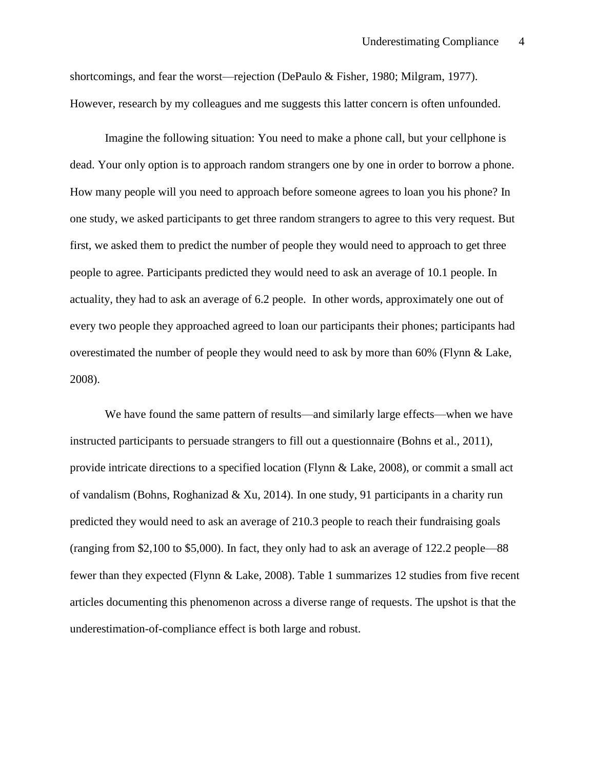shortcomings, and fear the worst—rejection (DePaulo & Fisher, 1980; Milgram, 1977). However, research by my colleagues and me suggests this latter concern is often unfounded.

Imagine the following situation: You need to make a phone call, but your cellphone is dead. Your only option is to approach random strangers one by one in order to borrow a phone. How many people will you need to approach before someone agrees to loan you his phone? In one study, we asked participants to get three random strangers to agree to this very request. But first, we asked them to predict the number of people they would need to approach to get three people to agree. Participants predicted they would need to ask an average of 10.1 people. In actuality, they had to ask an average of 6.2 people. In other words, approximately one out of every two people they approached agreed to loan our participants their phones; participants had overestimated the number of people they would need to ask by more than 60% (Flynn & Lake, 2008).

We have found the same pattern of results—and similarly large effects—when we have instructed participants to persuade strangers to fill out a questionnaire (Bohns et al., 2011), provide intricate directions to a specified location (Flynn & Lake, 2008), or commit a small act of vandalism (Bohns, Roghanizad & Xu, 2014). In one study, 91 participants in a charity run predicted they would need to ask an average of 210.3 people to reach their fundraising goals (ranging from $2,100 to $5,000). In fact, they only had to ask an average of 122.2 people—88 fewer than they expected (Flynn & Lake, 2008). Table 1 summarizes 12 studies from five recent articles documenting this phenomenon across a diverse range of requests. The upshot is that the underestimation-of-compliance effect is both large and robust.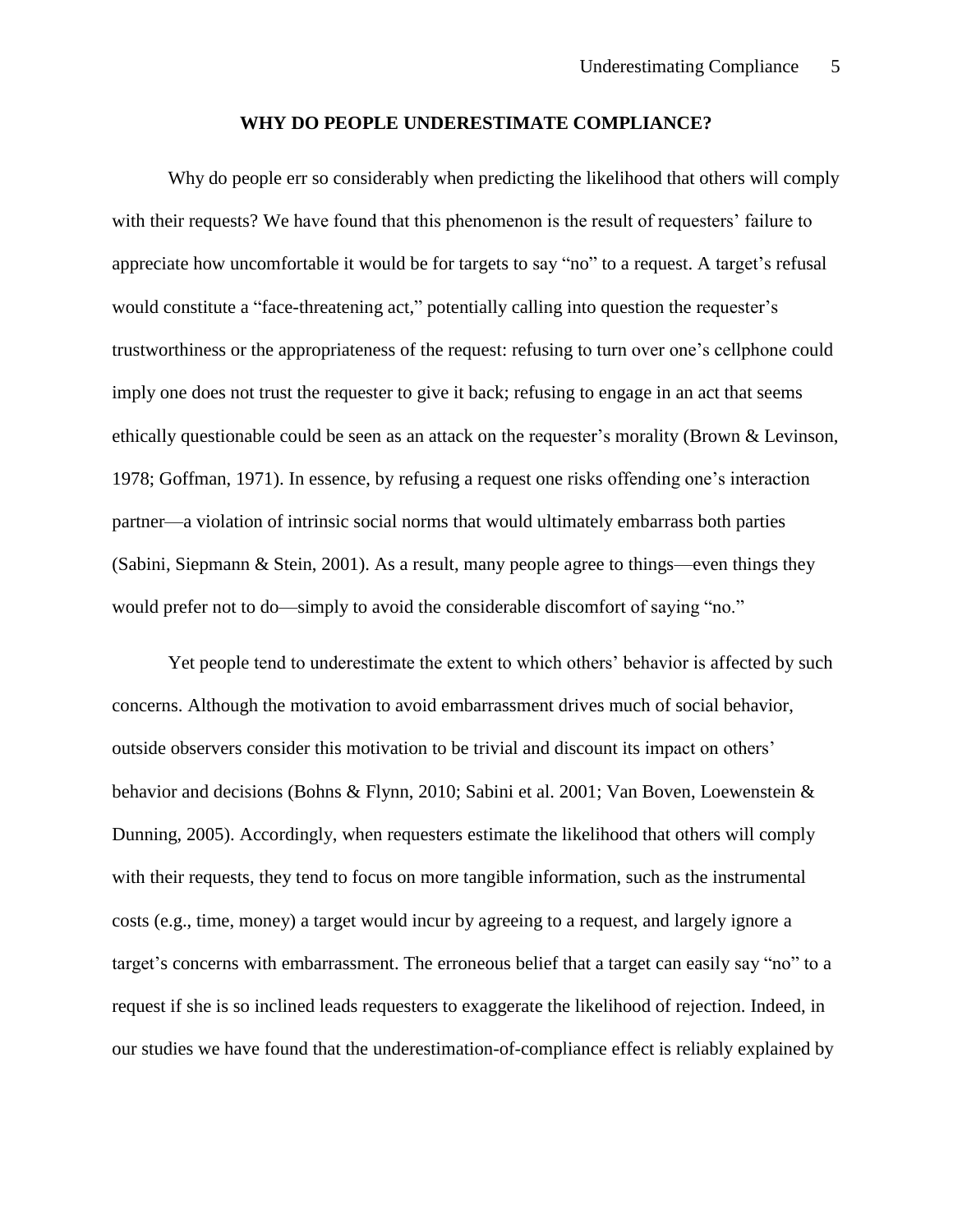## WHY DO PEOPLE UNDERESTIMATE COMPLIANCE?

Why do people err so considerably when predicting the likelihood that others will comply with their requests? We have found that this phenomenon is the result of requesters' failure to appreciate how uncomfortable it would be for targets to say "no" to a request. A target's refusal would constitute a "face-threatening act," potentially calling into question the requester's trustworthiness or the appropriateness of the request: refusing to turn over one's cellphone could imply one does not trust the requester to give it back; refusing to engage in an act that seems ethically questionable could be seen as an attack on the requester's morality (Brown & Levinson, 1978; Goffman, 1971). In essence, by refusing a request one risks offending one's interaction partner—a violation of intrinsic social norms that would ultimately embarrass both parties (Sabini, Siepmann & Stein, 2001). As a result, many people agree to things—even things they would prefer not to do—simply to avoid the considerable discomfort of saying "no."

Yet people tend to underestimate the extent to which others' behavior is affected by such concerns. Although the motivation to avoid embarrassment drives much of social behavior, outside observers consider this motivation to be trivial and discount its impact on others' behavior and decisions (Bohns & Flynn, 2010; Sabini et al. 2001; Van Boven, Loewenstein & Dunning, 2005). Accordingly, when requesters estimate the likelihood that others will comply with their requests, they tend to focus on more tangible information, such as the instrumental costs (e.g., time, money) a target would incur by agreeing to a request, and largely ignore a target's concerns with embarrassment. The erroneous belief that a target can easily say "no" to a request if she is so inclined leads requesters to exaggerate the likelihood of rejection. Indeed, in our studies we have found that the underestimation-of-compliance effect is reliably explained by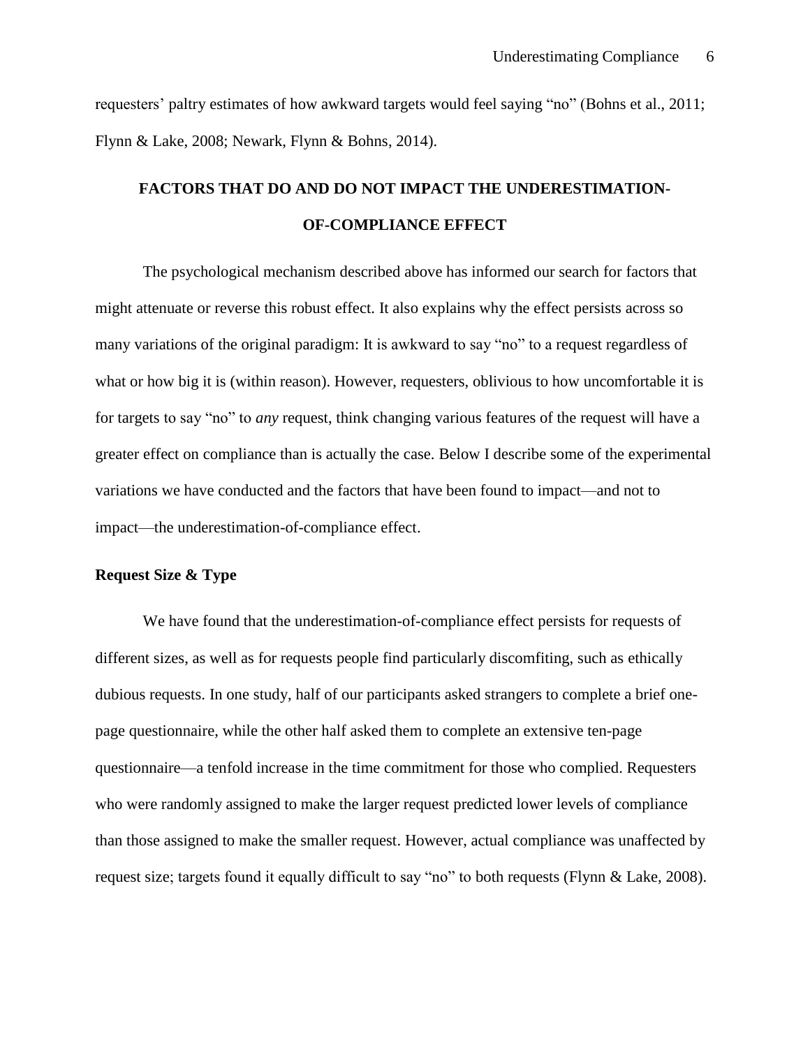requesters' paltry estimates of how awkward targets would feel saying "no" (Bohns et al., 2011; Flynn & Lake, 2008; Newark, Flynn & Bohns, 2014).

## FACTORS THAT DO AND DO NOT IMPACT THE UNDERESTIMATION-OF-COMPLIANCE EFFECT

The psychological mechanism described above has informed our search for factors that might attenuate or reverse this robust effect. It also explains why the effect persists across so many variations of the original paradigm: It is awkward to say "no" to a request regardless of what or how big it is (within reason). However, requesters, oblivious to how uncomfortable it is for targets to say "no" to *any* request, think changing various features of the request will have a greater effect on compliance than is actually the case. Below I describe some of the experimental variations we have conducted and the factors that have been found to impact—and not to impact—the underestimation-of-compliance effect.

### Request Size & Type

We have found that the underestimation-of-compliance effect persists for requests of different sizes, as well as for requests people find particularly discomfiting, such as ethically dubious requests. In one study, half of our participants asked strangers to complete a brief one-page questionnaire, while the other half asked them to complete an extensive ten-page questionnaire—a tenfold increase in the time commitment for those who complied. Requesters who were randomly assigned to make the larger request predicted lower levels of compliance than those assigned to make the smaller request. However, actual compliance was unaffected by request size; targets found it equally difficult to say "no" to both requests (Flynn & Lake, 2008).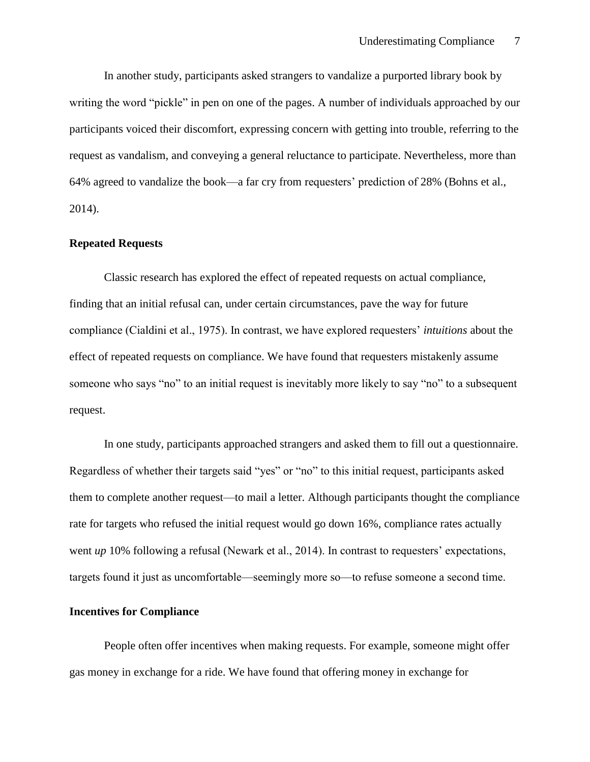In another study, participants asked strangers to vandalize a purported library book by writing the word "pickle" in pen on one of the pages. A number of individuals approached by our participants voiced their discomfort, expressing concern with getting into trouble, referring to the request as vandalism, and conveying a general reluctance to participate. Nevertheless, more than 64% agreed to vandalize the book—a far cry from requesters' prediction of 28% (Bohns et al., 2014).

### Repeated Requests

Classic research has explored the effect of repeated requests on actual compliance, finding that an initial refusal can, under certain circumstances, pave the way for future compliance (Cialdini et al., 1975). In contrast, we have explored requesters' *intuitions* about the effect of repeated requests on compliance. We have found that requesters mistakenly assume someone who says "no" to an initial request is inevitably more likely to say "no" to a subsequent request.

In one study, participants approached strangers and asked them to fill out a questionnaire. Regardless of whether their targets said "yes" or "no" to this initial request, participants asked them to complete another request—to mail a letter. Although participants thought the compliance rate for targets who refused the initial request would go down 16%, compliance rates actually went *up* 10% following a refusal (Newark et al., 2014). In contrast to requesters' expectations, targets found it just as uncomfortable—seemingly more so—to refuse someone a second time.

### Incentives for Compliance

People often offer incentives when making requests. For example, someone might offer gas money in exchange for a ride. We have found that offering money in exchange for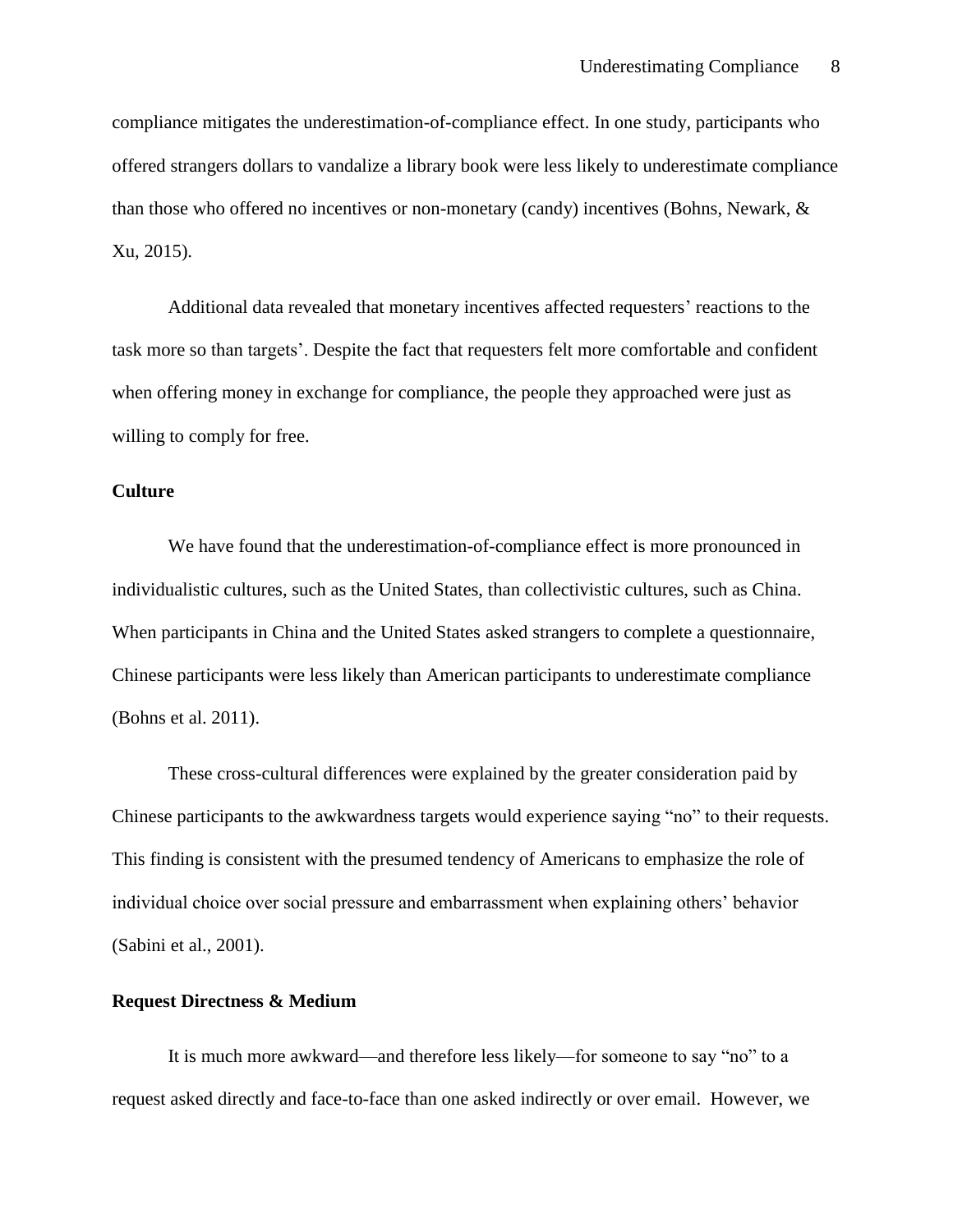compliance mitigates the underestimation-of-compliance effect. In one study, participants who offered strangers dollars to vandalize a library book were less likely to underestimate compliance than those who offered no incentives or non-monetary (candy) incentives (Bohns, Newark, & Xu, 2015).

Additional data revealed that monetary incentives affected requesters' reactions to the task more so than targets'. Despite the fact that requesters felt more comfortable and confident when offering money in exchange for compliance, the people they approached were just as willing to comply for free.

**Culture**

We have found that the underestimation-of-compliance effect is more pronounced in individualistic cultures, such as the United States, than collectivistic cultures, such as China. When participants in China and the United States asked strangers to complete a questionnaire, Chinese participants were less likely than American participants to underestimate compliance (Bohns et al. 2011).

These cross-cultural differences were explained by the greater consideration paid by Chinese participants to the awkwardness targets would experience saying "no" to their requests. This finding is consistent with the presumed tendency of Americans to emphasize the role of individual choice over social pressure and embarrassment when explaining others' behavior (Sabini et al., 2001).

**Request Directness & Medium**

It is much more awkward—and therefore less likely—for someone to say "no" to a request asked directly and face-to-face than one asked indirectly or over email. However, we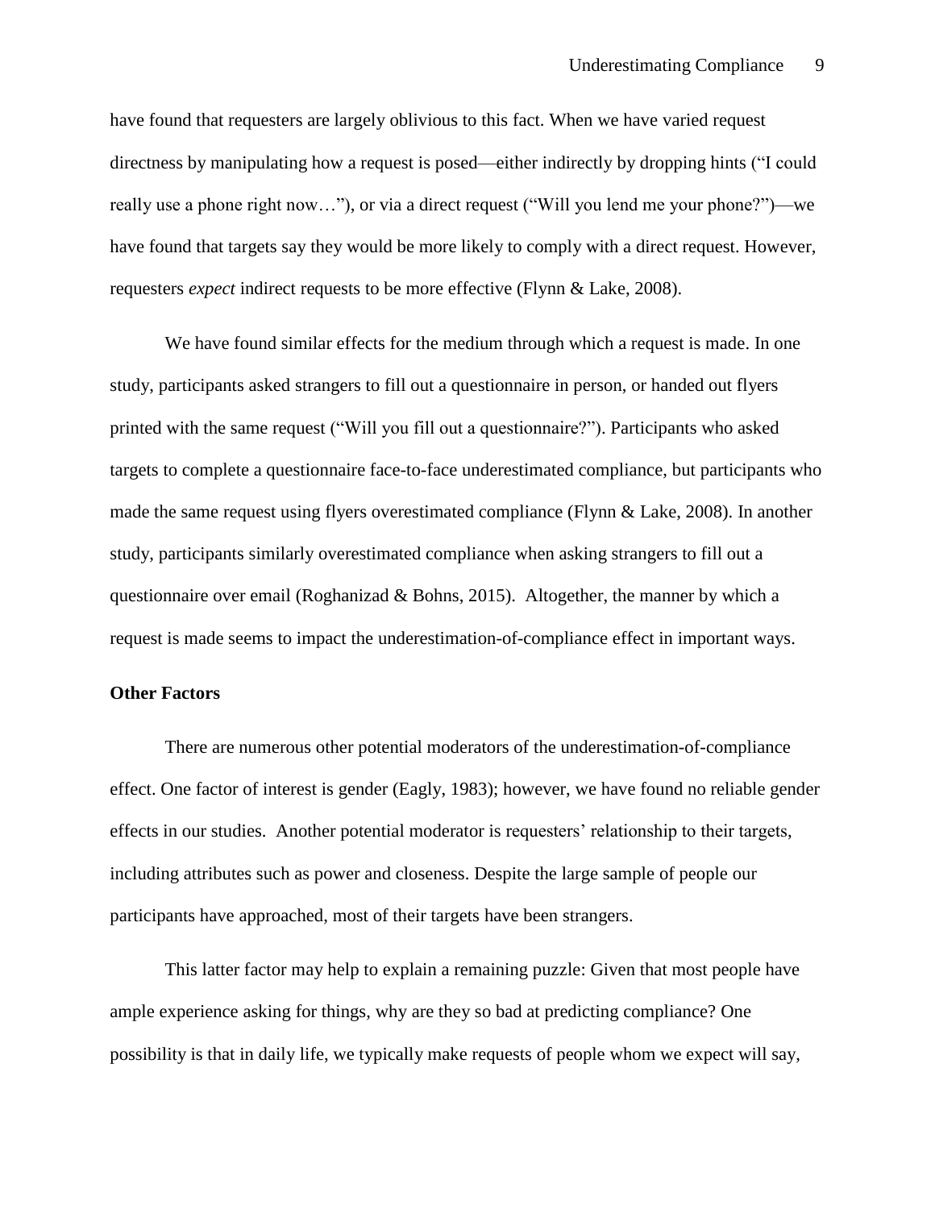have found that requesters are largely oblivious to this fact. When we have varied request directness by manipulating how a request is posed—either indirectly by dropping hints ("I could really use a phone right now…"), or via a direct request ("Will you lend me your phone?")—we have found that targets say they would be more likely to comply with a direct request. However, requesters *expect* indirect requests to be more effective (Flynn & Lake, 2008).

We have found similar effects for the medium through which a request is made. In one study, participants asked strangers to fill out a questionnaire in person, or handed out flyers printed with the same request ("Will you fill out a questionnaire?"). Participants who asked targets to complete a questionnaire face-to-face underestimated compliance, but participants who made the same request using flyers overestimated compliance (Flynn & Lake, 2008). In another study, participants similarly overestimated compliance when asking strangers to fill out a questionnaire over email (Roghanizad & Bohns, 2015). Altogether, the manner by which a request is made seems to impact the underestimation-of-compliance effect in important ways.

**Other Factors**

There are numerous other potential moderators of the underestimation-of-compliance effect. One factor of interest is gender (Eagly, 1983); however, we have found no reliable gender effects in our studies. Another potential moderator is requesters' relationship to their targets, including attributes such as power and closeness. Despite the large sample of people our participants have approached, most of their targets have been strangers.

This latter factor may help to explain a remaining puzzle: Given that most people have ample experience asking for things, why are they so bad at predicting compliance? One possibility is that in daily life, we typically make requests of people whom we expect will say,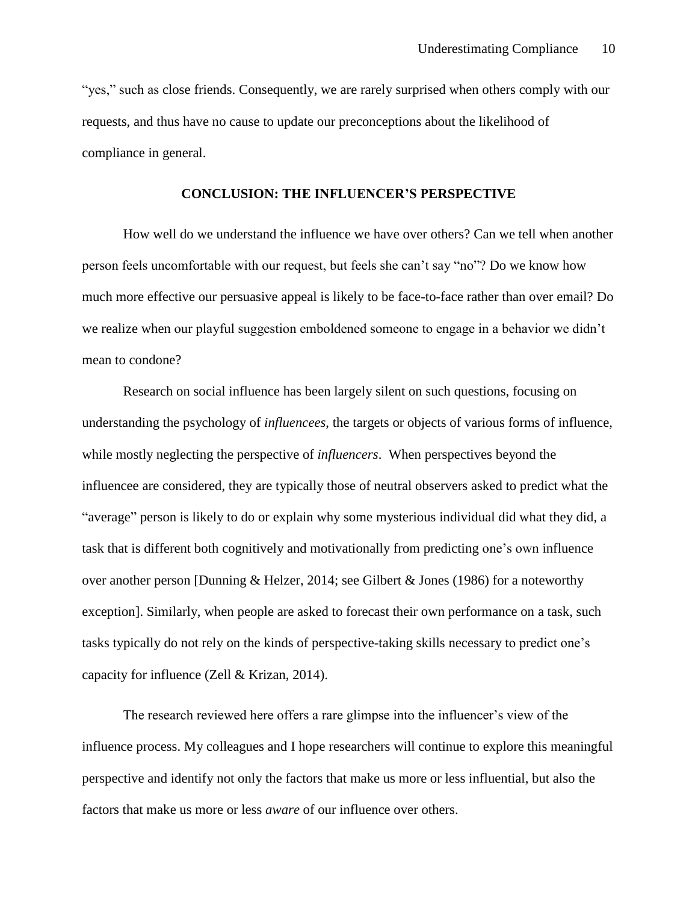"yes," such as close friends. Consequently, we are rarely surprised when others comply with our requests, and thus have no cause to update our preconceptions about the likelihood of compliance in general.

## CONCLUSION: THE INFLUENCER'S PERSPECTIVE

How well do we understand the influence we have over others? Can we tell when another person feels uncomfortable with our request, but feels she can't say "no"? Do we know how much more effective our persuasive appeal is likely to be face-to-face rather than over email? Do we realize when our playful suggestion emboldened someone to engage in a behavior we didn't mean to condone?

Research on social influence has been largely silent on such questions, focusing on understanding the psychology of *influencees*, the targets or objects of various forms of influence, while mostly neglecting the perspective of *influencers*. When perspectives beyond the influencee are considered, they are typically those of neutral observers asked to predict what the "average" person is likely to do or explain why some mysterious individual did what they did, a task that is different both cognitively and motivationally from predicting one's own influence over another person [Dunning & Helzer, 2014; see Gilbert & Jones (1986) for a noteworthy exception]. Similarly, when people are asked to forecast their own performance on a task, such tasks typically do not rely on the kinds of perspective-taking skills necessary to predict one's capacity for influence (Zell & Krizan, 2014).

The research reviewed here offers a rare glimpse into the influencer's view of the influence process. My colleagues and I hope researchers will continue to explore this meaningful perspective and identify not only the factors that make us more or less influential, but also the factors that make us more or less *aware* of our influence over others.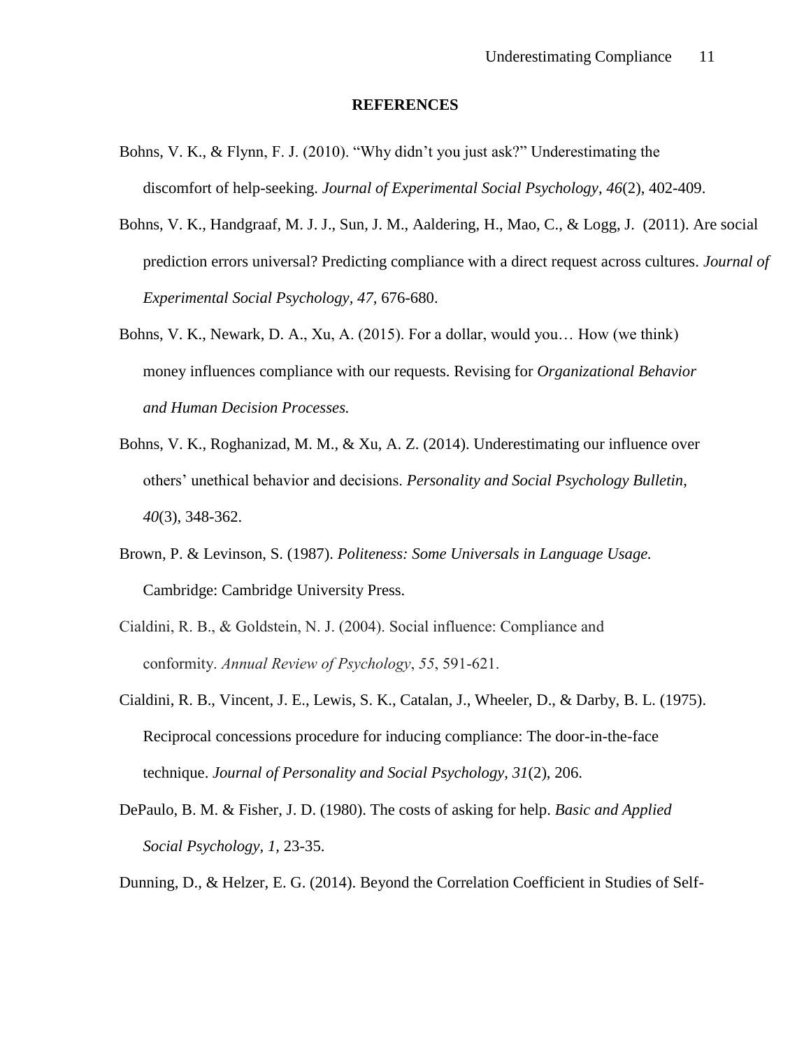# REFERENCES

Bohns, V. K., & Flynn, F. J. (2010). "Why didn't you just ask?" Underestimating the discomfort of help-seeking. *Journal of Experimental Social Psychology*, *46*(2), 402-409.

Bohns, V. K., Handgraaf, M. J. J., Sun, J. M., Aaldering, H., Mao, C., & Logg, J. (2011). Are social prediction errors universal? Predicting compliance with a direct request across cultures. *Journal of Experimental Social Psychology, 47,* 676-680.

Bohns, V. K., Newark, D. A., Xu, A. (2015). For a dollar, would you… How (we think) money influences compliance with our requests. Revising for *Organizational Behavior and Human Decision Processes.*

Bohns, V. K., Roghanizad, M. M., & Xu, A. Z. (2014). Underestimating our influence over others' unethical behavior and decisions. *Personality and Social Psychology Bulletin*, *40*(3), 348-362.

Brown, P. & Levinson, S. (1987). *Politeness: Some Universals in Language Usage.* Cambridge: Cambridge University Press.

Cialdini, R. B., & Goldstein, N. J. (2004). Social influence: Compliance and conformity. *Annual Review of Psychology*, *55*, 591-621.

Cialdini, R. B., Vincent, J. E., Lewis, S. K., Catalan, J., Wheeler, D., & Darby, B. L. (1975). Reciprocal concessions procedure for inducing compliance: The door-in-the-face technique. *Journal of Personality and Social Psychology*, *31*(2), 206.

DePaulo, B. M. & Fisher, J. D. (1980). The costs of asking for help. *Basic and Applied Social Psychology, 1,* 23-35.

Dunning, D., & Helzer, E. G. (2014). Beyond the Correlation Coefficient in Studies of Self-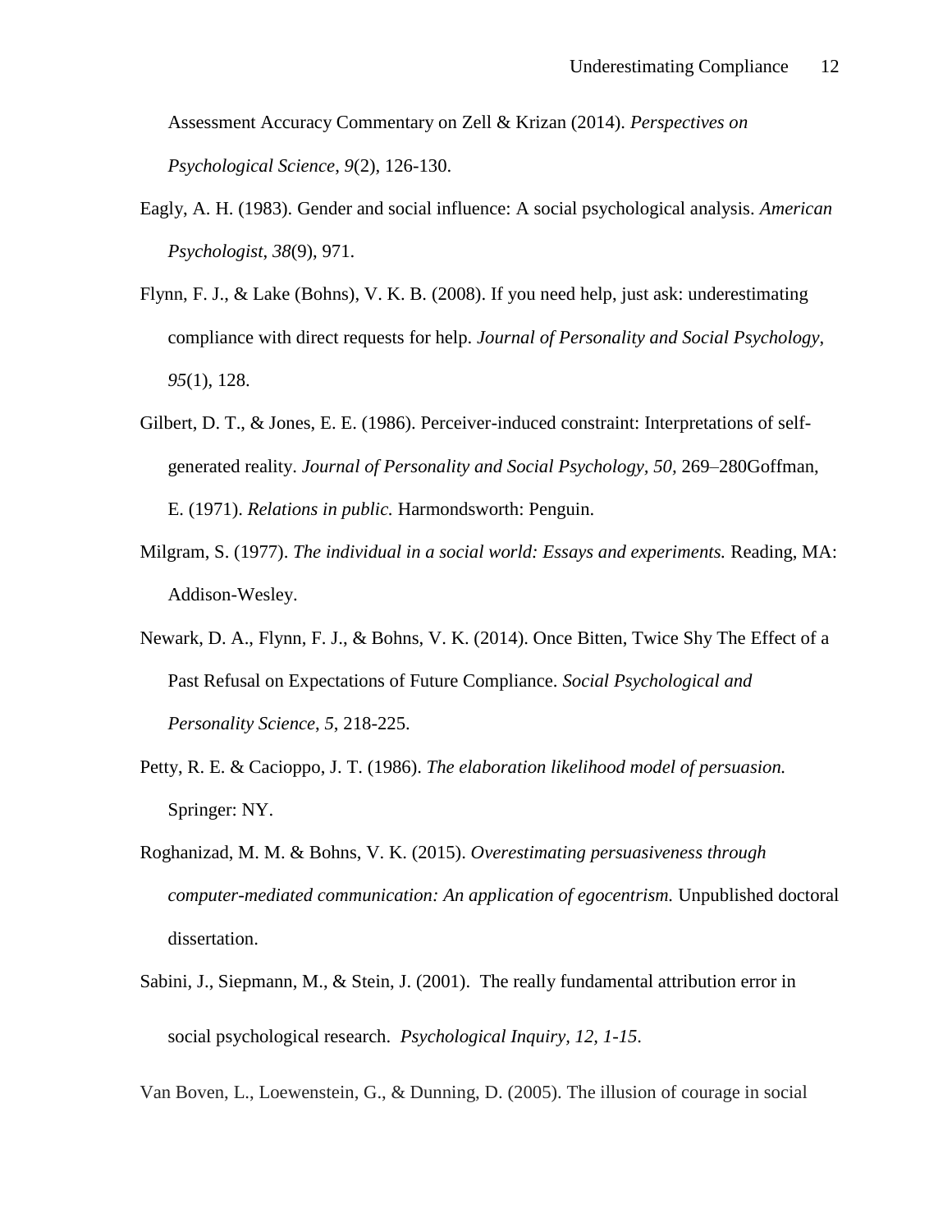Assessment Accuracy Commentary on Zell & Krizan (2014). *Perspectives on Psychological Science*, *9*(2), 126-130.

Eagly, A. H. (1983). Gender and social influence: A social psychological analysis. *American Psychologist*, *38*(9), 971.

Flynn, F. J., & Lake (Bohns), V. K. B. (2008). If you need help, just ask: underestimating compliance with direct requests for help. *Journal of Personality and Social Psychology*, *95*(1), 128.

Gilbert, D. T., & Jones, E. E. (1986). Perceiver-induced constraint: Interpretations of self-generated reality. *Journal of Personality and Social Psychology, 50,* 269–280Goffman, E. (1971). *Relations in public.* Harmondsworth: Penguin.

Milgram, S. (1977). *The individual in a social world: Essays and experiments.* Reading, MA: Addison-Wesley.

Newark, D. A., Flynn, F. J., & Bohns, V. K. (2014). Once Bitten, Twice Shy The Effect of a Past Refusal on Expectations of Future Compliance. *Social Psychological and Personality Science*, *5*, 218-225.

Petty, R. E. & Cacioppo, J. T. (1986). *The elaboration likelihood model of persuasion.* Springer: NY.

Roghanizad, M. M. & Bohns, V. K. (2015). *Overestimating persuasiveness through computer-mediated communication: An application of egocentrism.* Unpublished doctoral dissertation.

Sabini, J., Siepmann, M., & Stein, J. (2001). The really fundamental attribution error in social psychological research. *Psychological Inquiry, 12, 1-15*.

Van Boven, L., Loewenstein, G., & Dunning, D. (2005). The illusion of courage in social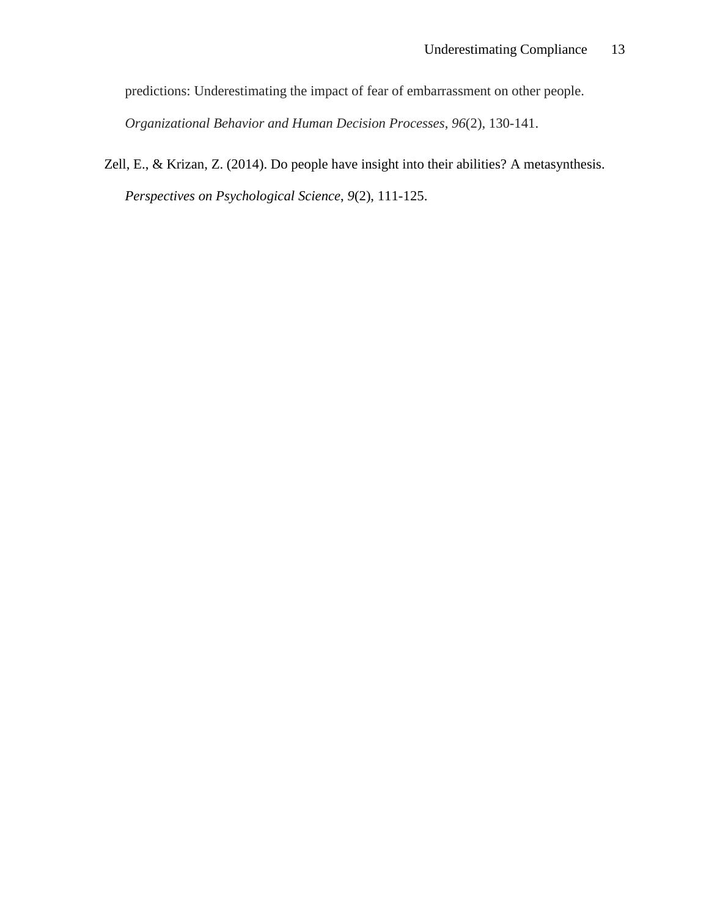predictions: Underestimating the impact of fear of embarrassment on other people. *Organizational Behavior and Human Decision Processes*, *96*(2), 130-141.

Zell, E., & Krizan, Z. (2014). Do people have insight into their abilities? A metasynthesis. *Perspectives on Psychological Science*, *9*(2), 111-125.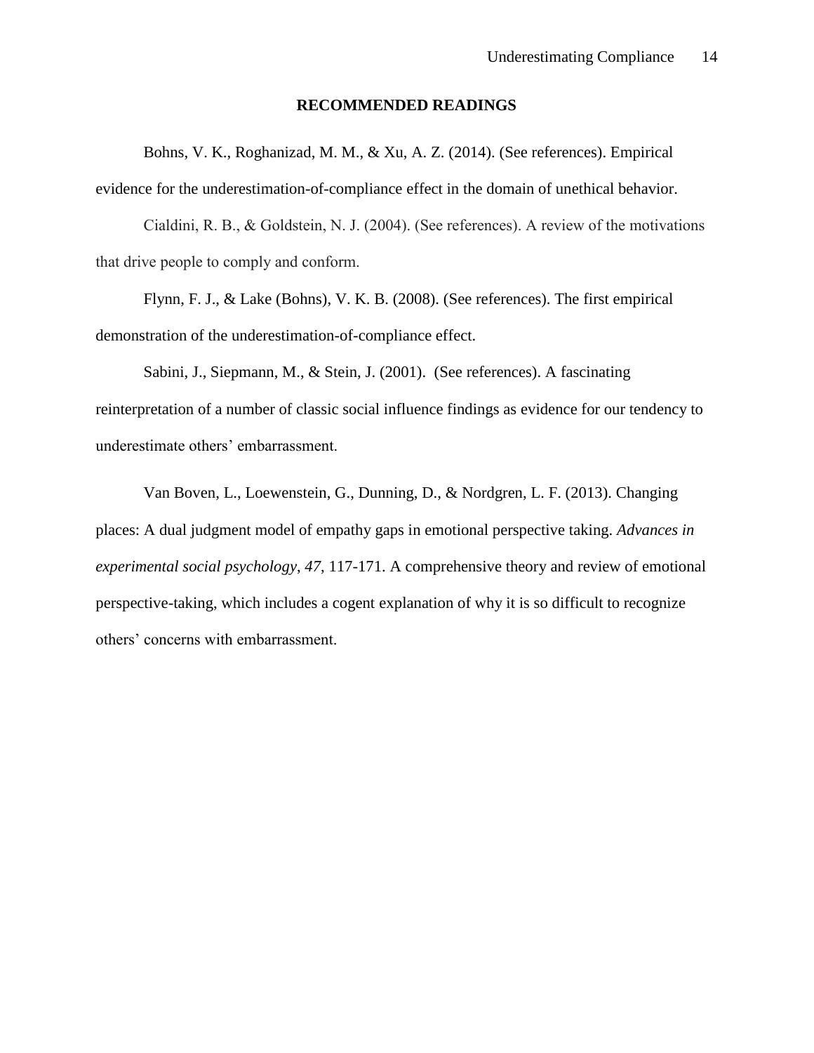## RECOMMENDED READINGS

Bohns, V. K., Roghanizad, M. M., & Xu, A. Z. (2014). (See references). Empirical evidence for the underestimation-of-compliance effect in the domain of unethical behavior.

Cialdini, R. B., & Goldstein, N. J. (2004). (See references). A review of the motivations that drive people to comply and conform.

Flynn, F. J., & Lake (Bohns), V. K. B. (2008). (See references). The first empirical demonstration of the underestimation-of-compliance effect.

Sabini, J., Siepmann, M., & Stein, J. (2001). (See references). A fascinating reinterpretation of a number of classic social influence findings as evidence for our tendency to underestimate others' embarrassment.

Van Boven, L., Loewenstein, G., Dunning, D., & Nordgren, L. F. (2013). Changing places: A dual judgment model of empathy gaps in emotional perspective taking. *Advances in experimental social psychology*, *47*, 117-171. A comprehensive theory and review of emotional perspective-taking, which includes a cogent explanation of why it is so difficult to recognize others' concerns with embarrassment.